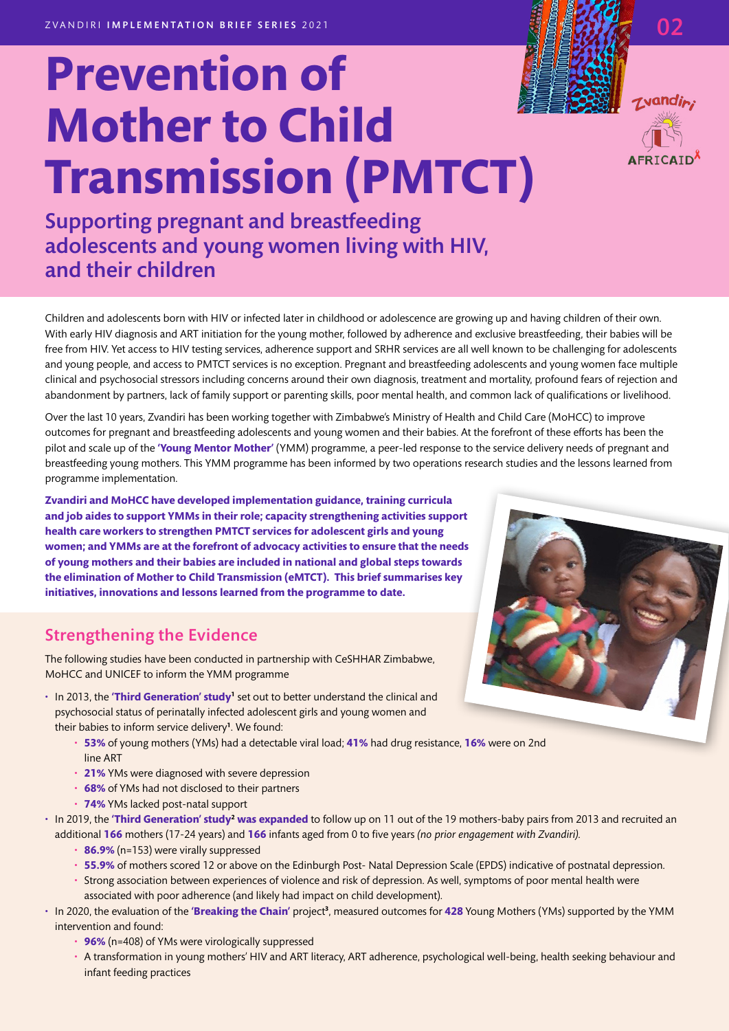# Prevention of Mother to Child Transmission (PMTCT)

## Supporting pregnant and breastfeeding adolescents and young women living with HIV, and their children

Children and adolescents born with HIV or infected later in childhood or adolescence are growing up and having children of their own. With early HIV diagnosis and ART initiation for the young mother, followed by adherence and exclusive breastfeeding, their babies will be free from HIV. Yet access to HIV testing services, adherence support and SRHR services are all well known to be challenging for adolescents and young people, and access to PMTCT services is no exception. Pregnant and breastfeeding adolescents and young women face multiple clinical and psychosocial stressors including concerns around their own diagnosis, treatment and mortality, profound fears of rejection and abandonment by partners, lack of family support or parenting skills, poor mental health, and common lack of qualifications or livelihood.

Over the last 10 years, Zvandiri has been working together with Zimbabwe's Ministry of Health and Child Care (MoHCC) to improve outcomes for pregnant and breastfeeding adolescents and young women and their babies. At the forefront of these efforts has been the pilot and scale up of the **'Young Mentor Mother'** (YMM) programme, a peer-led response to the service delivery needs of pregnant and breastfeeding young mothers. This YMM programme has been informed by two operations research studies and the lessons learned from programme implementation.

**Zvandiri and MoHCC have developed implementation guidance, training curricula and job aides to support YMMs in their role; capacity strengthening activities support health care workers to strengthen PMTCT services for adolescent girls and young women; and YMMs are at the forefront of advocacy activities to ensure that the needs of young mothers and their babies are included in national and global steps towards the elimination of Mother to Child Transmission (eMTCT). This brief summarises key initiatives, innovations and lessons learned from the programme to date.**

## Strengthening the Evidence

The following studies have been conducted in partnership with CeSHHAR Zimbabwe, MoHCC and UNICEF to inform the YMM programme

- In 2013, the **'Third Generation' study**[1] set out to better understand the clinical and psychosocial status of perinatally infected adolescent girls and young women and their babies to inform service delivery[1]. We found:
  - **53%** of young mothers (YMs) had a detectable viral load; **41%** had drug resistance, **16%** were on 2nd line ART
  - **21%** YMs were diagnosed with severe depression
  - **68%** of YMs had not disclosed to their partners
  - **74%** YMs lacked post-natal support
- In 2019, the **'Third Generation' study**[2] **was expanded** to follow up on 11 out of the 19 mothers-baby pairs from 2013 and recruited an additional **166** mothers (17-24 years) and **166** infants aged from 0 to five years *(no prior engagement with Zvandiri).*
  - **86.9%** (n=153) were virally suppressed
  - **55.9%** of mothers scored 12 or above on the Edinburgh Post- Natal Depression Scale (EPDS) indicative of postnatal depression.
  - Strong association between experiences of violence and risk of depression. As well, symptoms of poor mental health were associated with poor adherence (and likely had impact on child development).
- In 2020, the evaluation of the **'Breaking the Chain'** project[3], measured outcomes for **428** Young Mothers (YMs) supported by the YMM intervention and found:
  - **96%** (n=408) of YMs were virologically suppressed
  - A transformation in young mothers' HIV and ART literacy, ART adherence, psychological well-being, health seeking behaviour and infant feeding practices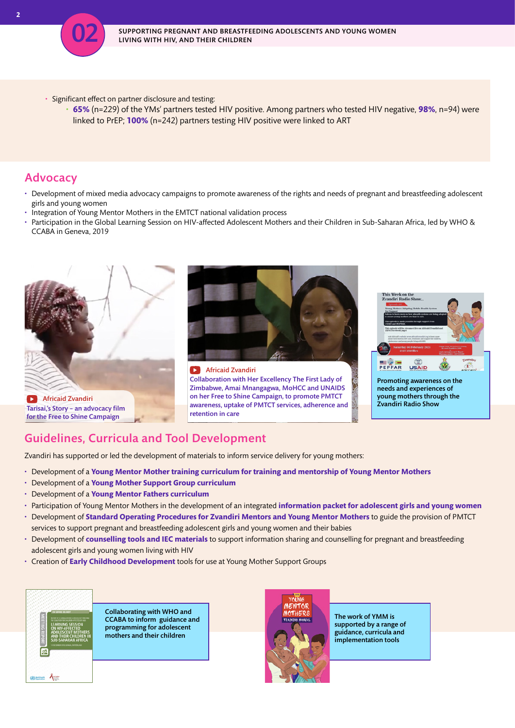- Significant effect on partner disclosure and testing:
  - **65%** (n=229) of the YMs' partners tested HIV positive. Among partners who tested HIV negative, **98%**, n=94) were linked to PrEP; **100%** (n=242) partners testing HIV positive were linked to ART

## Advocacy

- Development of mixed media advocacy campaigns to promote awareness of the rights and needs of pregnant and breastfeeding adolescent girls and young women
- Integration of Young Mentor Mothers in the EMTCT national validation process
- Participation in the Global Learning Session on HIV-affected Adolescent Mothers and their Children in Sub-Saharan Africa, led by WHO & CCABA in Geneva, 2019

Africaid Zvandiri
Tarisai,'s Story – an advocacy film for the Free to Shine Campaign

Africaid Zvandiri
Collaboration with Her Excellency The First Lady of Zimbabwe, Amai Mnangagwa, MoHCC and UNAIDS on her Free to Shine Campaign, to promote PMTCT awareness, uptake of PMTCT services, adherence and retention in care

**Promoting awareness on the needs and experiences of young mothers through the Zvandiri Radio Show**

## Guidelines, Curricula and Tool Development

Zvandiri has supported or led the development of materials to inform service delivery for young mothers:

- Development of a **Young Mentor Mother training curriculum for training and mentorship of Young Mentor Mothers**
- Development of a **Young Mother Support Group curriculum**
- Development of a **Young Mentor Fathers curriculum**
- Participation of Young Mentor Mothers in the development of an integrated **information packet for adolescent girls and young women**
- Development of **Standard Operating Procedures for Zvandiri Mentors and Young Mentor Mothers** to guide the provision of PMTCT services to support pregnant and breastfeeding adolescent girls and young women and their babies
- Development of **counselling tools and IEC materials** to support information sharing and counselling for pregnant and breastfeeding adolescent girls and young women living with HIV
- Creation of **Early Childhood Development** tools for use at Young Mother Support Groups

**Collaborating with WHO and CCABA to inform guidance and programming for adolescent mothers and their children**

**The work of YMM is supported by a range of guidance, curricula and implementation tools**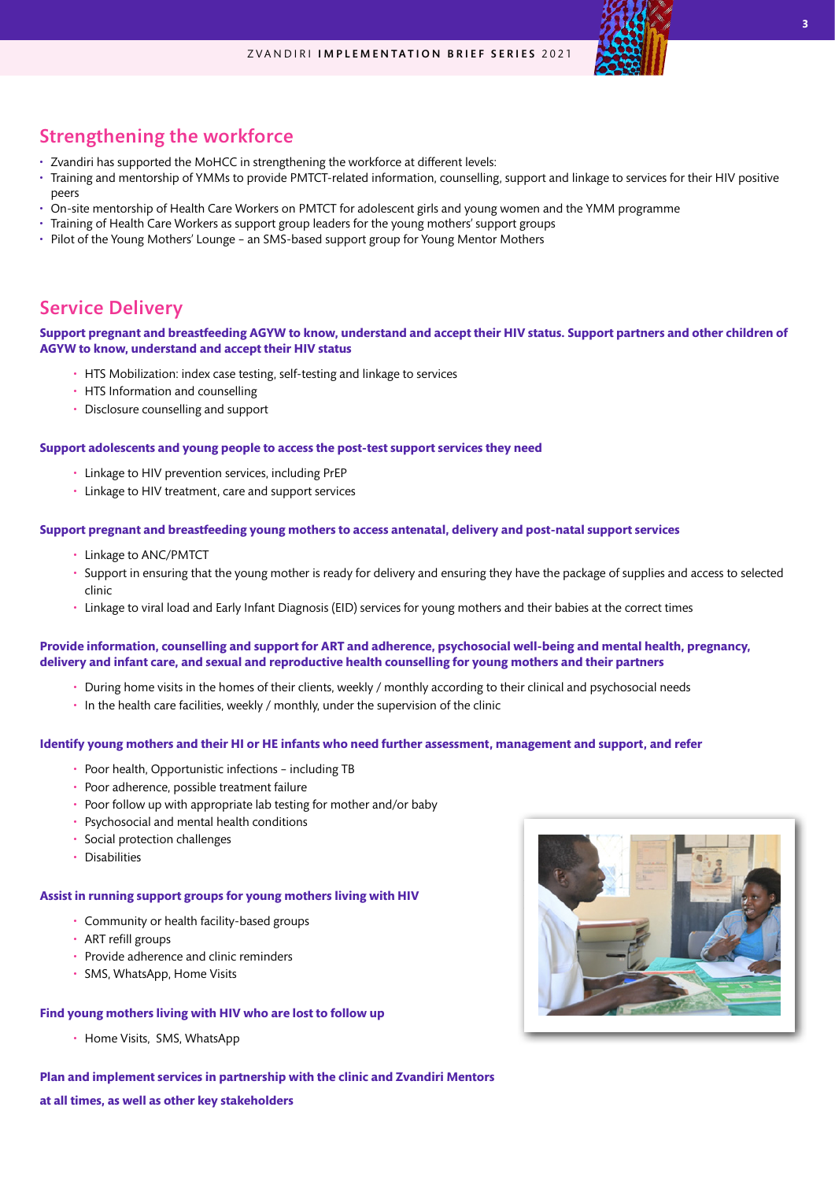## Strengthening the workforce

- Zvandiri has supported the MoHCC in strengthening the workforce at different levels:
- Training and mentorship of YMMs to provide PMTCT-related information, counselling, support and linkage to services for their HIV positive peers
- On-site mentorship of Health Care Workers on PMTCT for adolescent girls and young women and the YMM programme
- Training of Health Care Workers as support group leaders for the young mothers' support groups
- Pilot of the Young Mothers' Lounge – an SMS-based support group for Young Mentor Mothers

## Service Delivery

**Support pregnant and breastfeeding AGYW to know, understand and accept their HIV status. Support partners and other children of AGYW to know, understand and accept their HIV status**

- HTS Mobilization: index case testing, self-testing and linkage to services
- HTS Information and counselling
- Disclosure counselling and support

**Support adolescents and young people to access the post-test support services they need**

- Linkage to HIV prevention services, including PrEP
- Linkage to HIV treatment, care and support services

**Support pregnant and breastfeeding young mothers to access antenatal, delivery and post-natal support services**

- Linkage to ANC/PMTCT
- Support in ensuring that the young mother is ready for delivery and ensuring they have the package of supplies and access to selected clinic
- Linkage to viral load and Early Infant Diagnosis (EID) services for young mothers and their babies at the correct times

**Provide information, counselling and support for ART and adherence, psychosocial well-being and mental health, pregnancy, delivery and infant care, and sexual and reproductive health counselling for young mothers and their partners**

- During home visits in the homes of their clients, weekly / monthly according to their clinical and psychosocial needs
- In the health care facilities, weekly / monthly, under the supervision of the clinic

**Identify young mothers and their HI or HE infants who need further assessment, management and support, and refer**

- Poor health, Opportunistic infections – including TB
- Poor adherence, possible treatment failure
- Poor follow up with appropriate lab testing for mother and/or baby
- Psychosocial and mental health conditions
- Social protection challenges
- Disabilities

**Assist in running support groups for young mothers living with HIV**

- Community or health facility-based groups
- ART refill groups
- Provide adherence and clinic reminders
- SMS, WhatsApp, Home Visits

**Find young mothers living with HIV who are lost to follow up**

- Home Visits, SMS, WhatsApp

**Plan and implement services in partnership with the clinic and Zvandiri Mentors at all times, as well as other key stakeholders**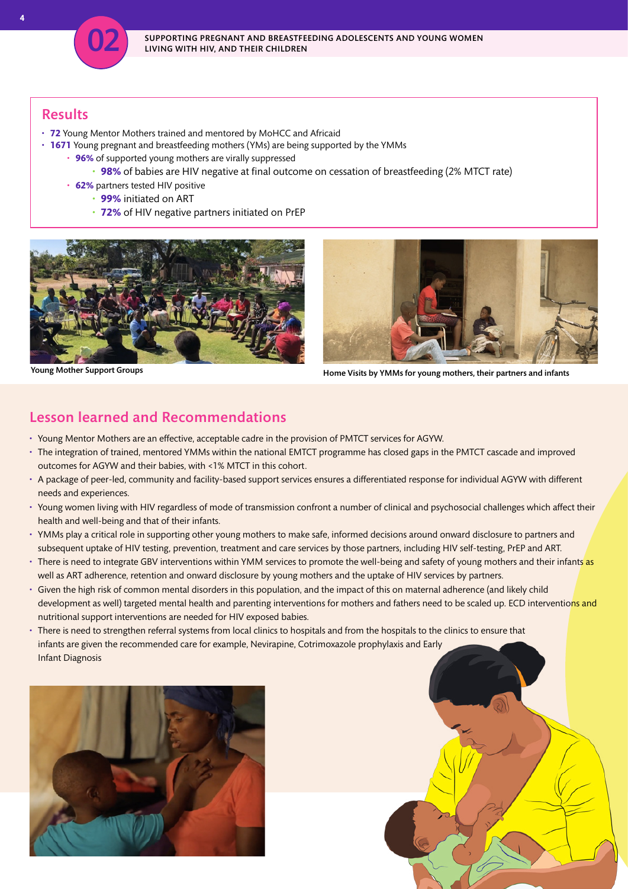## Results

- **72** Young Mentor Mothers trained and mentored by MoHCC and Africaid
- **1671** Young pregnant and breastfeeding mothers (YMs) are being supported by the YMMs
  - **96%** of supported young mothers are virally suppressed
    - **98%** of babies are HIV negative at final outcome on cessation of breastfeeding (2% MTCT rate)
  - **62%** partners tested HIV positive
    - **99%** initiated on ART
    - **72%** of HIV negative partners initiated on PrEP

Young Mother Support Groups

Home Visits by YMMs for young mothers, their partners and infants

## Lesson learned and Recommendations

- Young Mentor Mothers are an effective, acceptable cadre in the provision of PMTCT services for AGYW.
- The integration of trained, mentored YMMs within the national EMTCT programme has closed gaps in the PMTCT cascade and improved outcomes for AGYW and their babies, with <1% MTCT in this cohort.
- A package of peer-led, community and facility-based support services ensures a differentiated response for individual AGYW with different needs and experiences.
- Young women living with HIV regardless of mode of transmission confront a number of clinical and psychosocial challenges which affect their health and well-being and that of their infants.
- YMMs play a critical role in supporting other young mothers to make safe, informed decisions around onward disclosure to partners and subsequent uptake of HIV testing, prevention, treatment and care services by those partners, including HIV self-testing, PrEP and ART.
- There is need to integrate GBV interventions within YMM services to promote the well-being and safety of young mothers and their infants as well as ART adherence, retention and onward disclosure by young mothers and the uptake of HIV services by partners.
- Given the high risk of common mental disorders in this population, and the impact of this on maternal adherence (and likely child development as well) targeted mental health and parenting interventions for mothers and fathers need to be scaled up. ECD interventions and nutritional support interventions are needed for HIV exposed babies.
- There is need to strengthen referral systems from local clinics to hospitals and from the hospitals to the clinics to ensure that infants are given the recommended care for example, Nevirapine, Cotrimoxazole prophylaxis and Early Infant Diagnosis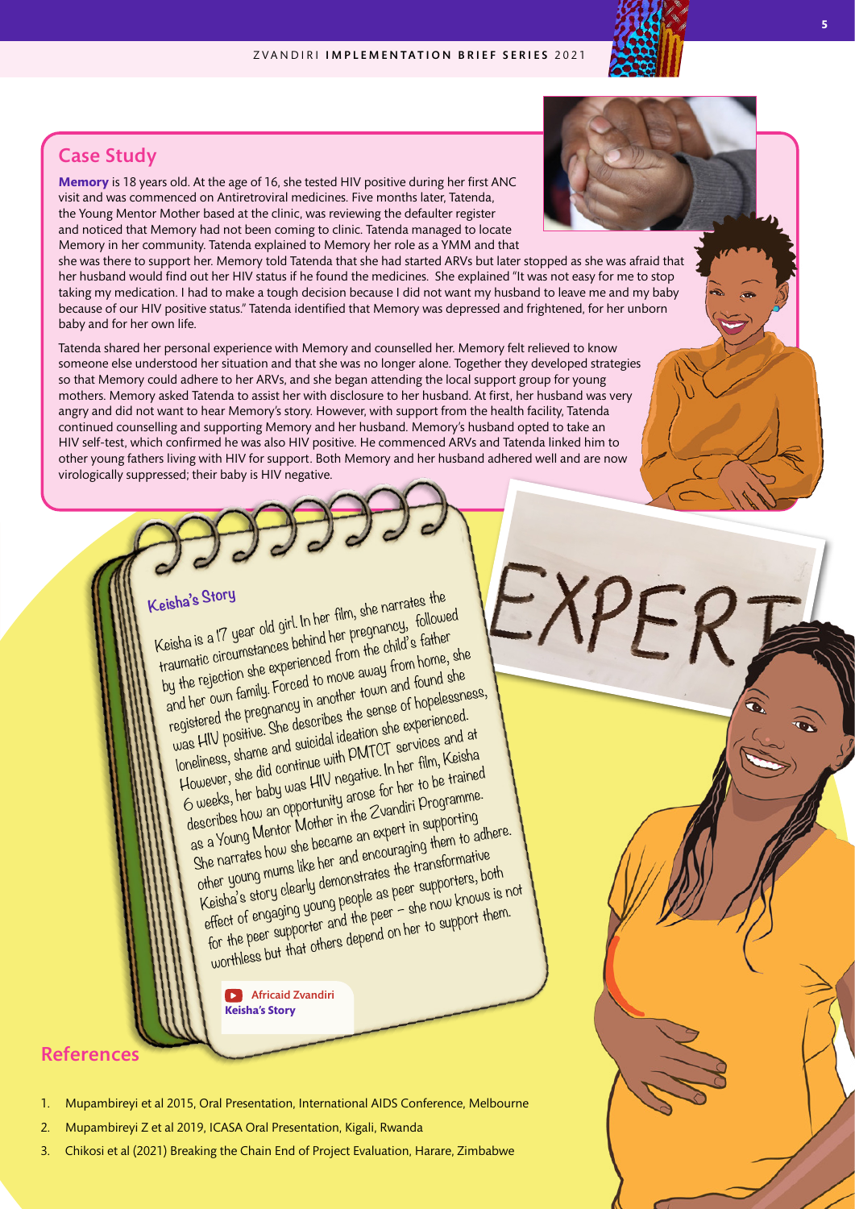## Case Study

**Memory** is 18 years old. At the age of 16, she tested HIV positive during her first ANC visit and was commenced on Antiretroviral medicines. Five months later, Tatenda, the Young Mentor Mother based at the clinic, was reviewing the defaulter register and noticed that Memory had not been coming to clinic. Tatenda managed to locate Memory in her community. Tatenda explained to Memory her role as a YMM and that she was there to support her. Memory told Tatenda that she had started ARVs but later stopped as she was afraid that her husband would find out her HIV status if he found the medicines. She explained "It was not easy for me to stop taking my medication. I had to make a tough decision because I did not want my husband to leave me and my baby because of our HIV positive status." Tatenda identified that Memory was depressed and frightened, for her unborn baby and for her own life.

Tatenda shared her personal experience with Memory and counselled her. Memory felt relieved to know someone else understood her situation and that she was no longer alone. Together they developed strategies so that Memory could adhere to her ARVs, and she began attending the local support group for young mothers. Memory asked Tatenda to assist her with disclosure to her husband. At first, her husband was very angry and did not want to hear Memory's story. However, with support from the health facility, Tatenda continued counselling and supporting Memory and her husband. Memory's husband opted to take an HIV self-test, which confirmed he was also HIV positive. He commenced ARVs and Tatenda linked him to other young fathers living with HIV for support. Both Memory and her husband adhered well and are now virologically suppressed; their baby is HIV negative.

### Keisha's Story

Keisha is a 17 year old girl. In her film, she narrates the traumatic circumstances behind her pregnancy, followed by the rejection she experienced from the child's father and her own family. Forced to move away from home, she registered the pregnancy in another town and found she was HIV positive. She describes the sense of hopelessness, loneliness, shame and suicidal ideation she experienced. However, she did continue with PMTCT services and at 6 weeks, her baby was HIV negative. In her film, Keisha describes how an opportunity arose for her to be trained as a Young Mentor Mother in the Zvandiri Programme. She narrates how she became an expert in supporting other young mums like her and encouraging them to adhere. Keisha's story clearly demonstrates the transformative effect of engaging young people as peer supporters, both for the peer supporter and the peer – she now knows is not worthless but that others depend on her to support them.

Africaid Zvandiri
**Keisha's Story**

## References

1. Mupambireyi et al 2015, Oral Presentation, International AIDS Conference, Melbourne
2. Mupambireyi Z et al 2019, ICASA Oral Presentation, Kigali, Rwanda
3. Chikosi et al (2021) Breaking the Chain End of Project Evaluation, Harare, Zimbabwe